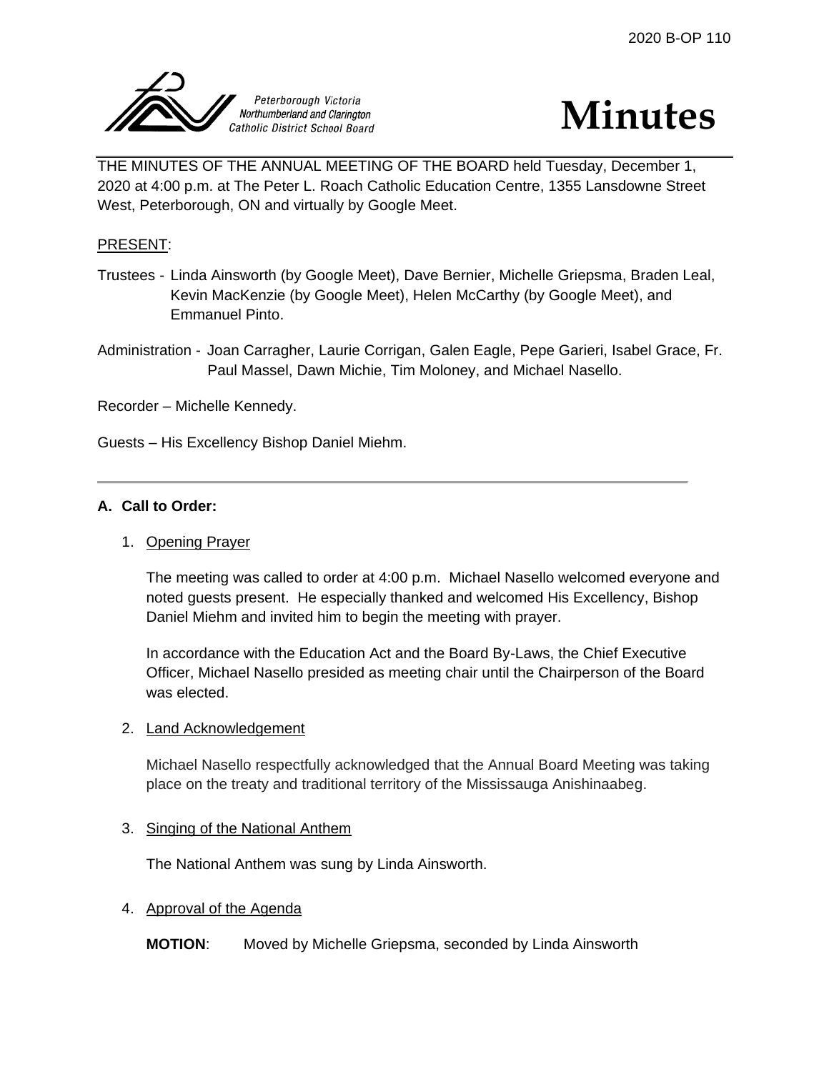2020 B-OP 110

Peterborough Victoria Northumberland and Clarington Catholic District School Board

# Minutes

THE MINUTES OF THE ANNUAL MEETING OF THE BOARD held Tuesday, December 1, 2020 at 4:00 p.m. at The Peter L. Roach Catholic Education Centre, 1355 Lansdowne Street West, Peterborough, ON and virtually by Google Meet.

PRESENT:

Trustees - Linda Ainsworth (by Google Meet), Dave Bernier, Michelle Griepsma, Braden Leal, Kevin MacKenzie (by Google Meet), Helen McCarthy (by Google Meet), and Emmanuel Pinto.

Administration - Joan Carragher, Laurie Corrigan, Galen Eagle, Pepe Garieri, Isabel Grace, Fr. Paul Massel, Dawn Michie, Tim Moloney, and Michael Nasello.

Recorder – Michelle Kennedy.

Guests – His Excellency Bishop Daniel Miehm.

---

**A. Call to Order:**

1. Opening Prayer

   The meeting was called to order at 4:00 p.m. Michael Nasello welcomed everyone and noted guests present. He especially thanked and welcomed His Excellency, Bishop Daniel Miehm and invited him to begin the meeting with prayer.

   In accordance with the Education Act and the Board By-Laws, the Chief Executive Officer, Michael Nasello presided as meeting chair until the Chairperson of the Board was elected.

2. Land Acknowledgement

   Michael Nasello respectfully acknowledged that the Annual Board Meeting was taking place on the treaty and traditional territory of the Mississauga Anishinaabeg.

3. Singing of the National Anthem

   The National Anthem was sung by Linda Ainsworth.

4. Approval of the Agenda

   **MOTION**: Moved by Michelle Griepsma, seconded by Linda Ainsworth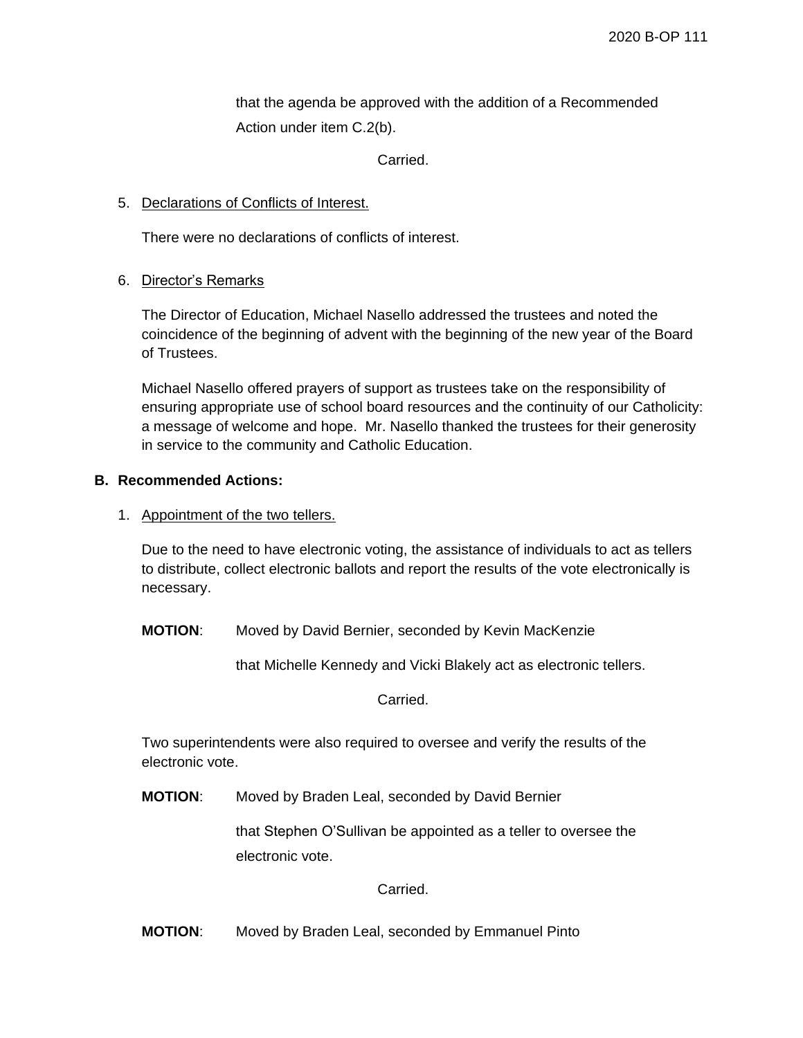that the agenda be approved with the addition of a Recommended Action under item C.2(b).

Carried.

5. Declarations of Conflicts of Interest.

   There were no declarations of conflicts of interest.

6. Director's Remarks

   The Director of Education, Michael Nasello addressed the trustees and noted the coincidence of the beginning of advent with the beginning of the new year of the Board of Trustees.

   Michael Nasello offered prayers of support as trustees take on the responsibility of ensuring appropriate use of school board resources and the continuity of our Catholicity: a message of welcome and hope. Mr. Nasello thanked the trustees for their generosity in service to the community and Catholic Education.

## B. Recommended Actions:

1. Appointment of the two tellers.

   Due to the need to have electronic voting, the assistance of individuals to act as tellers to distribute, collect electronic ballots and report the results of the vote electronically is necessary.

   **MOTION**: Moved by David Bernier, seconded by Kevin MacKenzie

   that Michelle Kennedy and Vicki Blakely act as electronic tellers.

   Carried.

   Two superintendents were also required to oversee and verify the results of the electronic vote.

   **MOTION**: Moved by Braden Leal, seconded by David Bernier

   that Stephen O'Sullivan be appointed as a teller to oversee the electronic vote.

   Carried.

   **MOTION**: Moved by Braden Leal, seconded by Emmanuel Pinto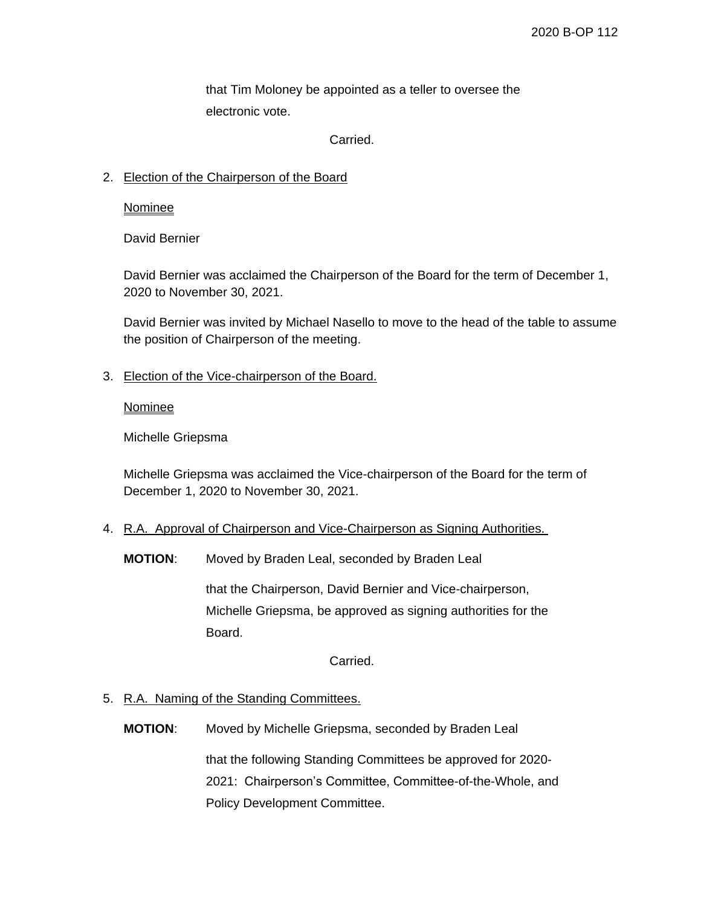that Tim Moloney be appointed as a teller to oversee the electronic vote.

Carried.

2. Election of the Chairperson of the Board

   Nominee

   David Bernier

   David Bernier was acclaimed the Chairperson of the Board for the term of December 1, 2020 to November 30, 2021.

   David Bernier was invited by Michael Nasello to move to the head of the table to assume the position of Chairperson of the meeting.

3. Election of the Vice-chairperson of the Board.

   Nominee

   Michelle Griepsma

   Michelle Griepsma was acclaimed the Vice-chairperson of the Board for the term of December 1, 2020 to November 30, 2021.

4. R.A. Approval of Chairperson and Vice-Chairperson as Signing Authorities.

   **MOTION**: Moved by Braden Leal, seconded by Braden Leal

   that the Chairperson, David Bernier and Vice-chairperson, Michelle Griepsma, be approved as signing authorities for the Board.

   Carried.

5. R.A. Naming of the Standing Committees.

   **MOTION**: Moved by Michelle Griepsma, seconded by Braden Leal

   that the following Standing Committees be approved for 2020-2021: Chairperson's Committee, Committee-of-the-Whole, and Policy Development Committee.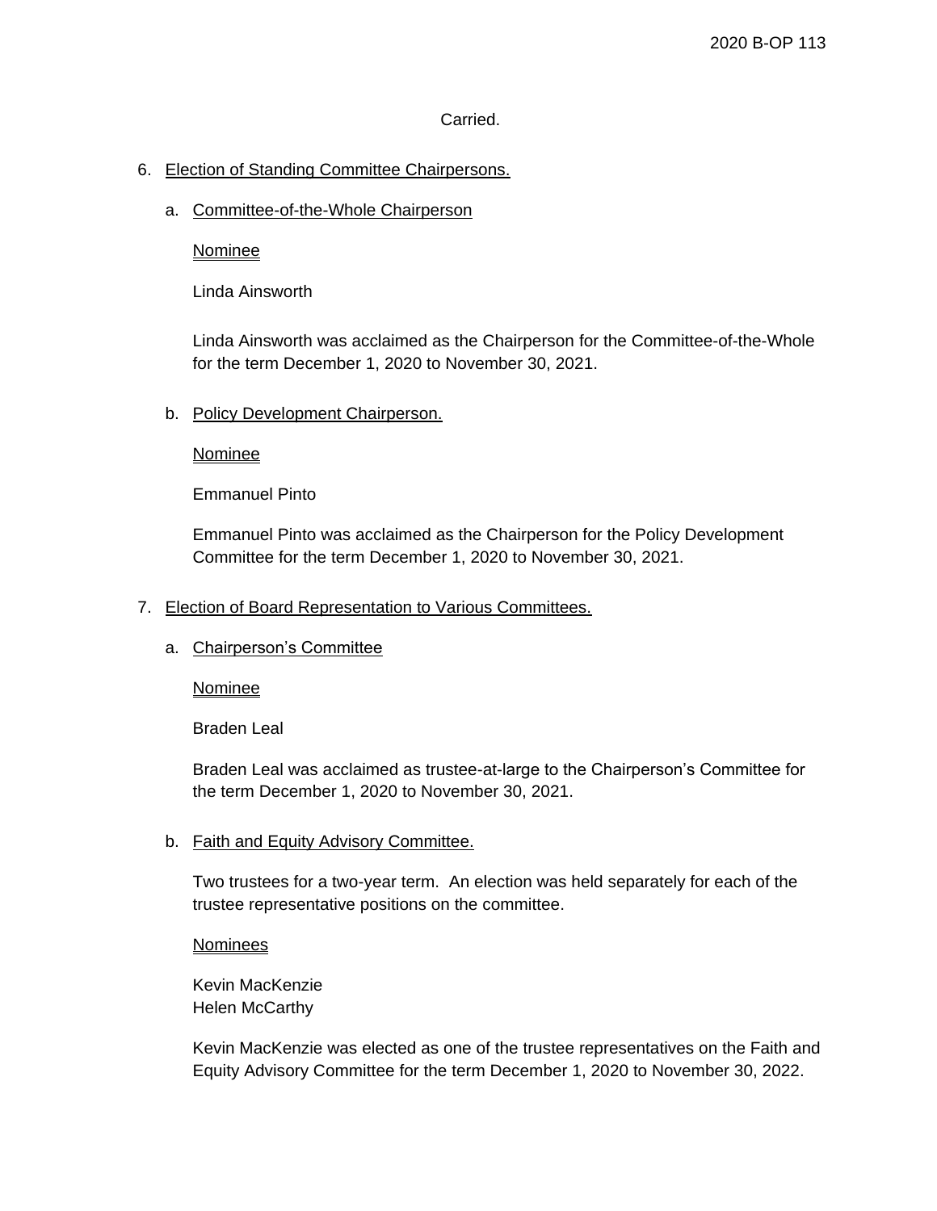Carried.

6. Election of Standing Committee Chairpersons.

   a. Committee-of-the-Whole Chairperson

      Nominee

      Linda Ainsworth

      Linda Ainsworth was acclaimed as the Chairperson for the Committee-of-the-Whole for the term December 1, 2020 to November 30, 2021.

   b. Policy Development Chairperson.

      Nominee

      Emmanuel Pinto

      Emmanuel Pinto was acclaimed as the Chairperson for the Policy Development Committee for the term December 1, 2020 to November 30, 2021.

7. Election of Board Representation to Various Committees.

   a. Chairperson's Committee

      Nominee

      Braden Leal

      Braden Leal was acclaimed as trustee-at-large to the Chairperson's Committee for the term December 1, 2020 to November 30, 2021.

   b. Faith and Equity Advisory Committee.

      Two trustees for a two-year term. An election was held separately for each of the trustee representative positions on the committee.

      Nominees

      Kevin MacKenzie
      Helen McCarthy

      Kevin MacKenzie was elected as one of the trustee representatives on the Faith and Equity Advisory Committee for the term December 1, 2020 to November 30, 2022.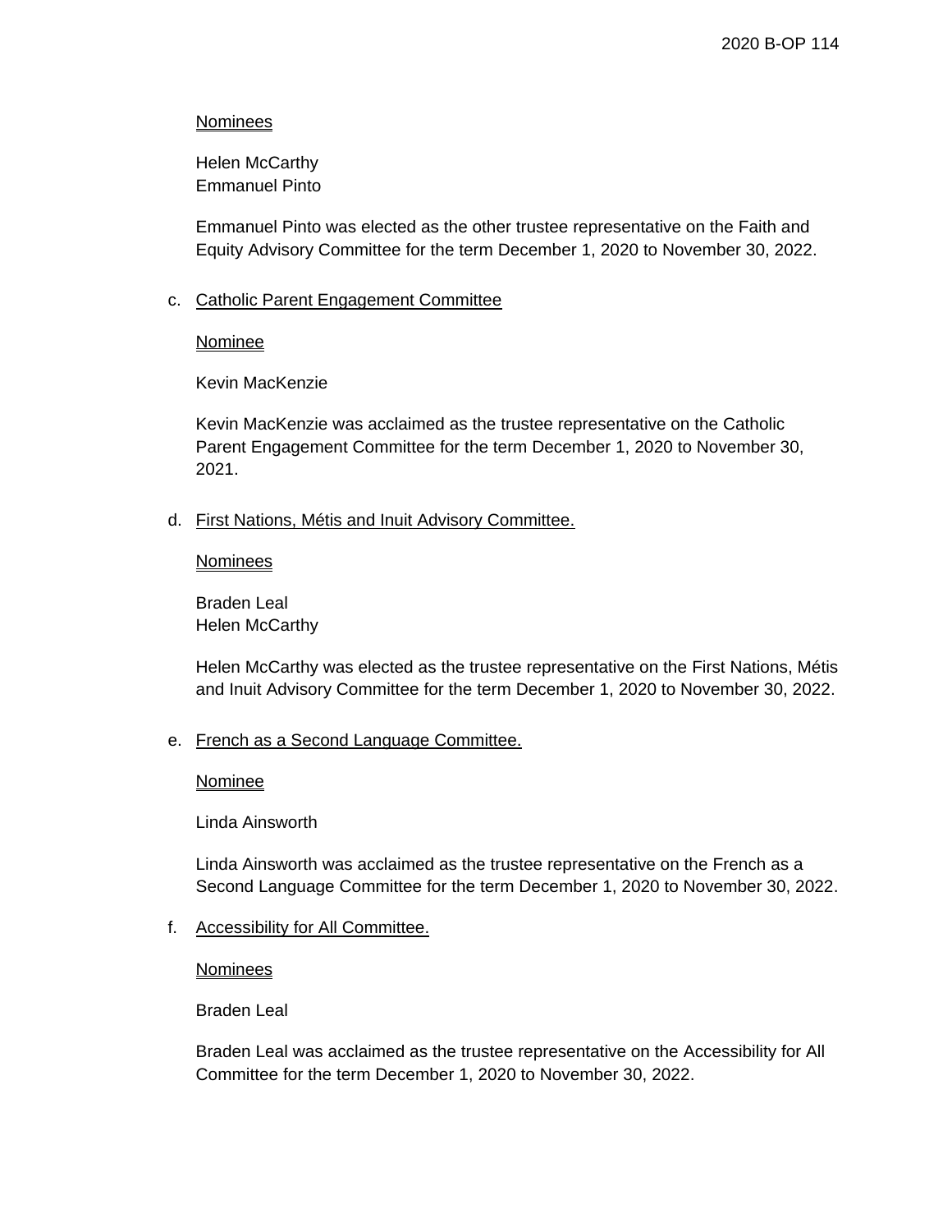Nominees

Helen McCarthy
Emmanuel Pinto

Emmanuel Pinto was elected as the other trustee representative on the Faith and Equity Advisory Committee for the term December 1, 2020 to November 30, 2022.

c. Catholic Parent Engagement Committee

Nominee

Kevin MacKenzie

Kevin MacKenzie was acclaimed as the trustee representative on the Catholic Parent Engagement Committee for the term December 1, 2020 to November 30, 2021.

d. First Nations, Métis and Inuit Advisory Committee.

Nominees

Braden Leal
Helen McCarthy

Helen McCarthy was elected as the trustee representative on the First Nations, Métis and Inuit Advisory Committee for the term December 1, 2020 to November 30, 2022.

e. French as a Second Language Committee.

Nominee

Linda Ainsworth

Linda Ainsworth was acclaimed as the trustee representative on the French as a Second Language Committee for the term December 1, 2020 to November 30, 2022.

f. Accessibility for All Committee.

Nominees

Braden Leal

Braden Leal was acclaimed as the trustee representative on the Accessibility for All Committee for the term December 1, 2020 to November 30, 2022.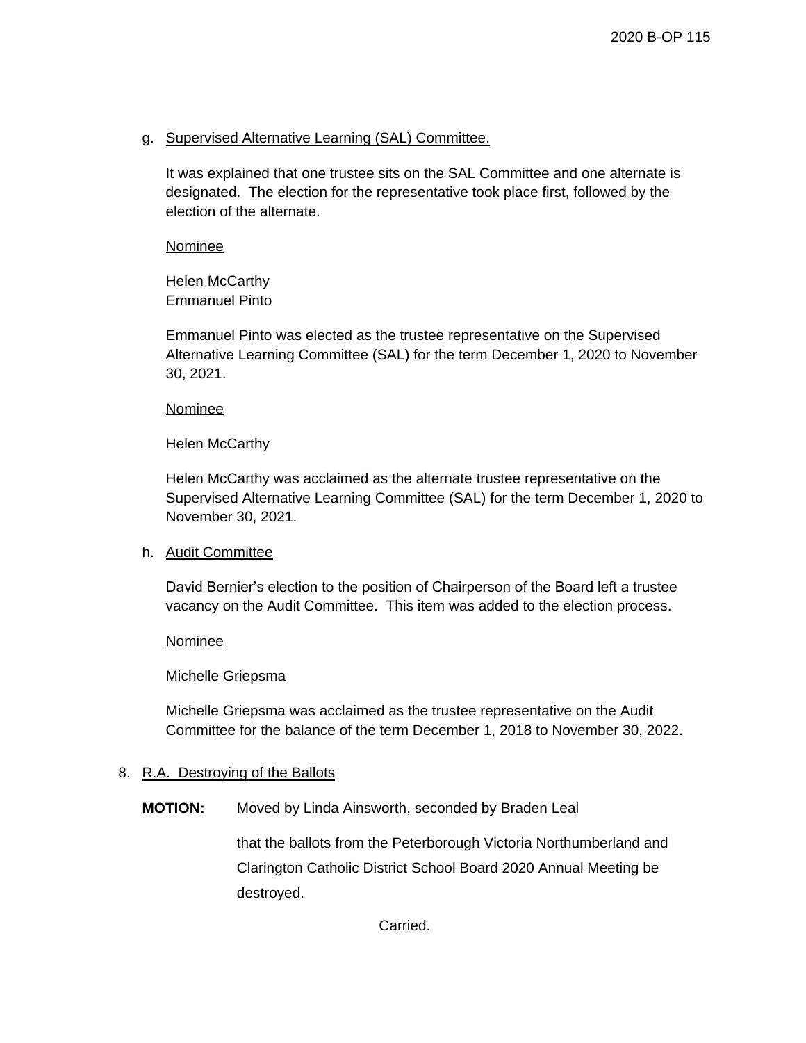g. Supervised Alternative Learning (SAL) Committee.

It was explained that one trustee sits on the SAL Committee and one alternate is designated. The election for the representative took place first, followed by the election of the alternate.

Nominee

Helen McCarthy
Emmanuel Pinto

Emmanuel Pinto was elected as the trustee representative on the Supervised Alternative Learning Committee (SAL) for the term December 1, 2020 to November 30, 2021.

Nominee

Helen McCarthy

Helen McCarthy was acclaimed as the alternate trustee representative on the Supervised Alternative Learning Committee (SAL) for the term December 1, 2020 to November 30, 2021.

h. Audit Committee

David Bernier's election to the position of Chairperson of the Board left a trustee vacancy on the Audit Committee. This item was added to the election process.

Nominee

Michelle Griepsma

Michelle Griepsma was acclaimed as the trustee representative on the Audit Committee for the balance of the term December 1, 2018 to November 30, 2022.

8. R.A. Destroying of the Ballots

**MOTION:** Moved by Linda Ainsworth, seconded by Braden Leal

that the ballots from the Peterborough Victoria Northumberland and Clarington Catholic District School Board 2020 Annual Meeting be destroyed.

Carried.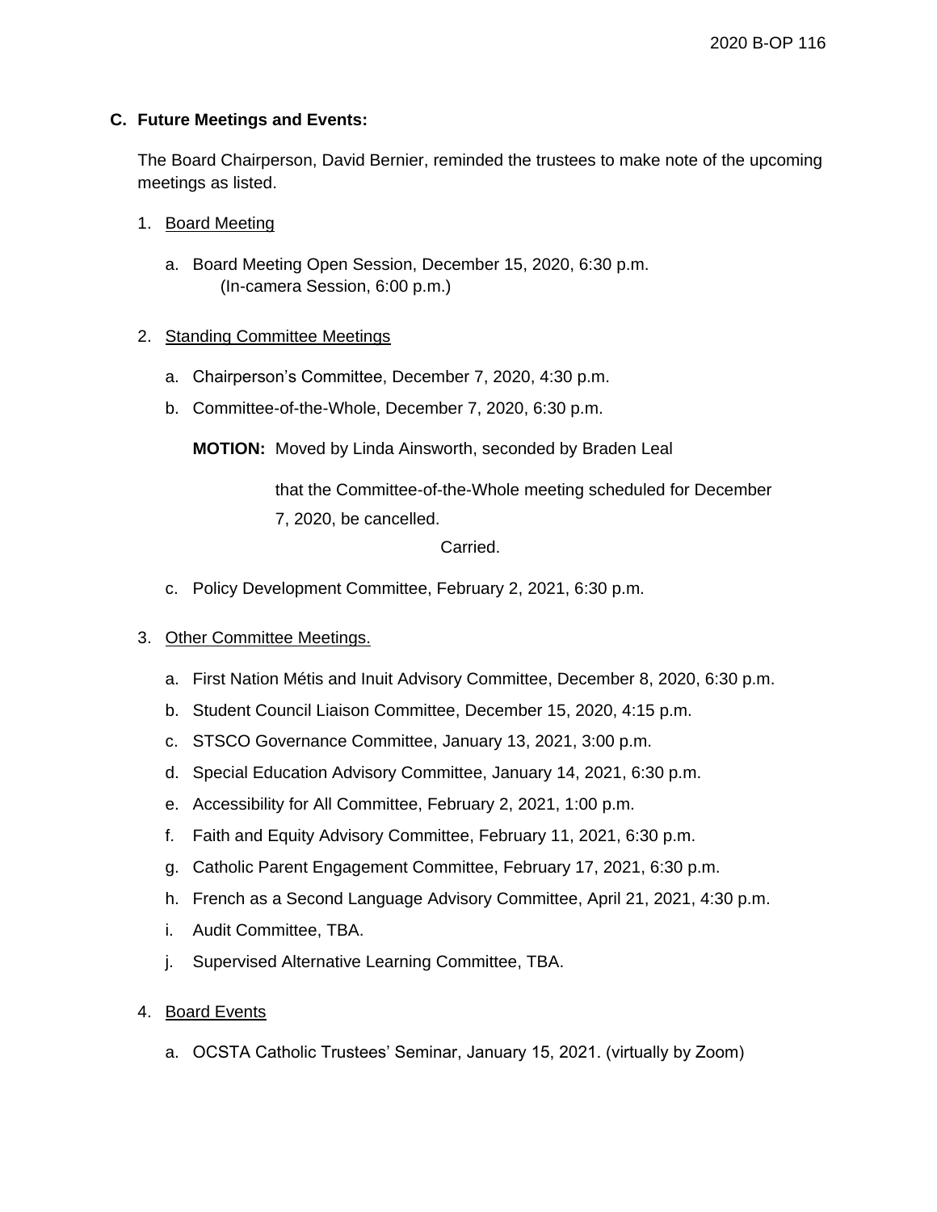### C. Future Meetings and Events:

The Board Chairperson, David Bernier, reminded the trustees to make note of the upcoming meetings as listed.

1. Board Meeting

   a. Board Meeting Open Session, December 15, 2020, 6:30 p.m.
      (In-camera Session, 6:00 p.m.)

2. Standing Committee Meetings

   a. Chairperson's Committee, December 7, 2020, 4:30 p.m.

   b. Committee-of-the-Whole, December 7, 2020, 6:30 p.m.

   **MOTION:** Moved by Linda Ainsworth, seconded by Braden Leal

   that the Committee-of-the-Whole meeting scheduled for December 7, 2020, be cancelled.

   Carried.

   c. Policy Development Committee, February 2, 2021, 6:30 p.m.

3. Other Committee Meetings.

   a. First Nation Métis and Inuit Advisory Committee, December 8, 2020, 6:30 p.m.
   b. Student Council Liaison Committee, December 15, 2020, 4:15 p.m.
   c. STSCO Governance Committee, January 13, 2021, 3:00 p.m.
   d. Special Education Advisory Committee, January 14, 2021, 6:30 p.m.
   e. Accessibility for All Committee, February 2, 2021, 1:00 p.m.
   f. Faith and Equity Advisory Committee, February 11, 2021, 6:30 p.m.
   g. Catholic Parent Engagement Committee, February 17, 2021, 6:30 p.m.
   h. French as a Second Language Advisory Committee, April 21, 2021, 4:30 p.m.
   i. Audit Committee, TBA.
   j. Supervised Alternative Learning Committee, TBA.

4. Board Events

   a. OCSTA Catholic Trustees' Seminar, January 15, 2021. (virtually by Zoom)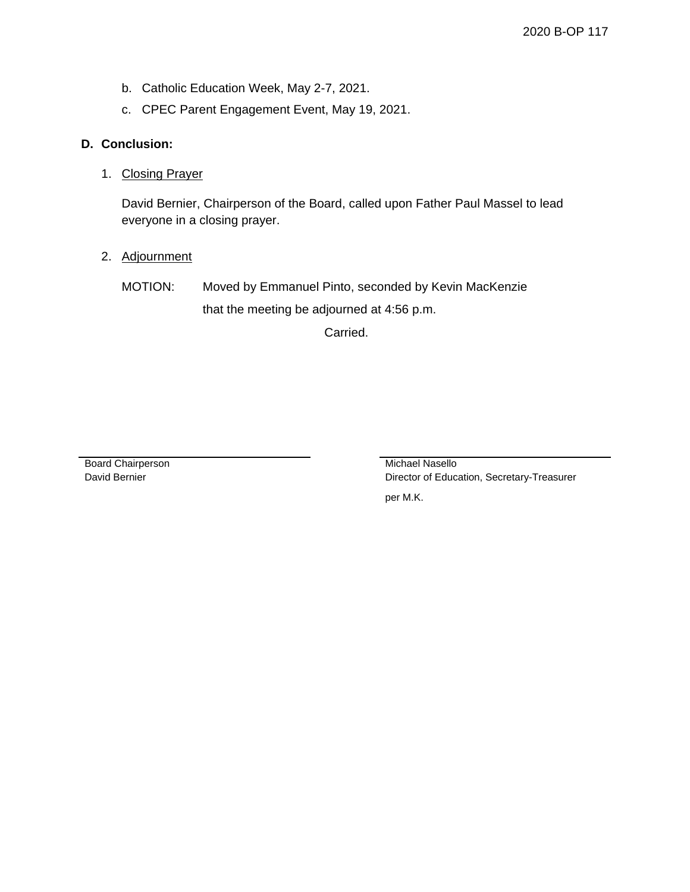b. Catholic Education Week, May 2-7, 2021.

c. CPEC Parent Engagement Event, May 19, 2021.

**D. Conclusion:**

1. Closing Prayer

   David Bernier, Chairperson of the Board, called upon Father Paul Massel to lead everyone in a closing prayer.

2. Adjournment

   MOTION: Moved by Emmanuel Pinto, seconded by Kevin MacKenzie that the meeting be adjourned at 4:56 p.m.

   Carried.

Board Chairperson
David Bernier

Michael Nasello
Director of Education, Secretary-Treasurer
per M.K.